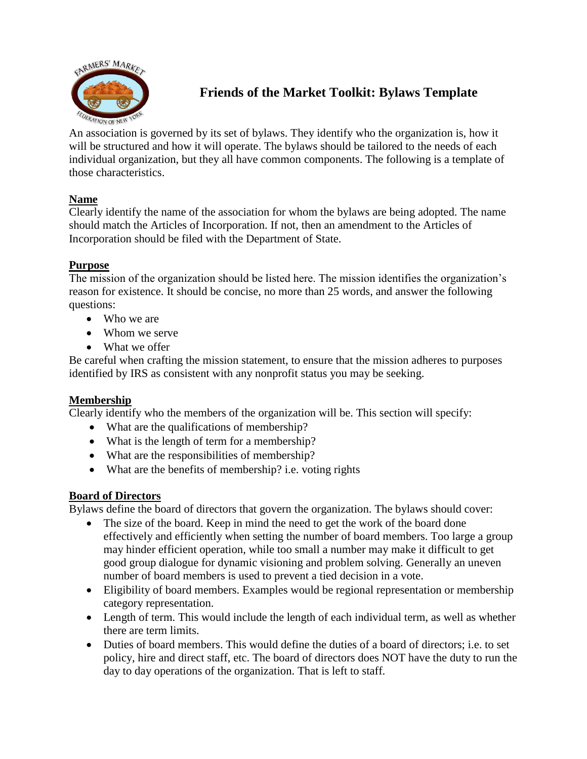# Friends of the Market Toolkit: Bylaws Template

An association is governed by its set of bylaws. They identify who the organization is, how it will be structured and how it will operate. The bylaws should be tailored to the needs of each individual organization, but they all have common components. The following is a template of those characteristics.

## Name

Clearly identify the name of the association for whom the bylaws are being adopted. The name should match the Articles of Incorporation. If not, then an amendment to the Articles of Incorporation should be filed with the Department of State.

## Purpose

The mission of the organization should be listed here. The mission identifies the organization's reason for existence. It should be concise, no more than 25 words, and answer the following questions:

- Who we are
- Whom we serve
- What we offer

Be careful when crafting the mission statement, to ensure that the mission adheres to purposes identified by IRS as consistent with any nonprofit status you may be seeking.

## Membership

Clearly identify who the members of the organization will be. This section will specify:

- What are the qualifications of membership?
- What is the length of term for a membership?
- What are the responsibilities of membership?
- What are the benefits of membership? i.e. voting rights

## Board of Directors

Bylaws define the board of directors that govern the organization. The bylaws should cover:

- The size of the board. Keep in mind the need to get the work of the board done effectively and efficiently when setting the number of board members. Too large a group may hinder efficient operation, while too small a number may make it difficult to get good group dialogue for dynamic visioning and problem solving. Generally an uneven number of board members is used to prevent a tied decision in a vote.
- Eligibility of board members. Examples would be regional representation or membership category representation.
- Length of term. This would include the length of each individual term, as well as whether there are term limits.
- Duties of board members. This would define the duties of a board of directors; i.e. to set policy, hire and direct staff, etc. The board of directors does NOT have the duty to run the day to day operations of the organization. That is left to staff.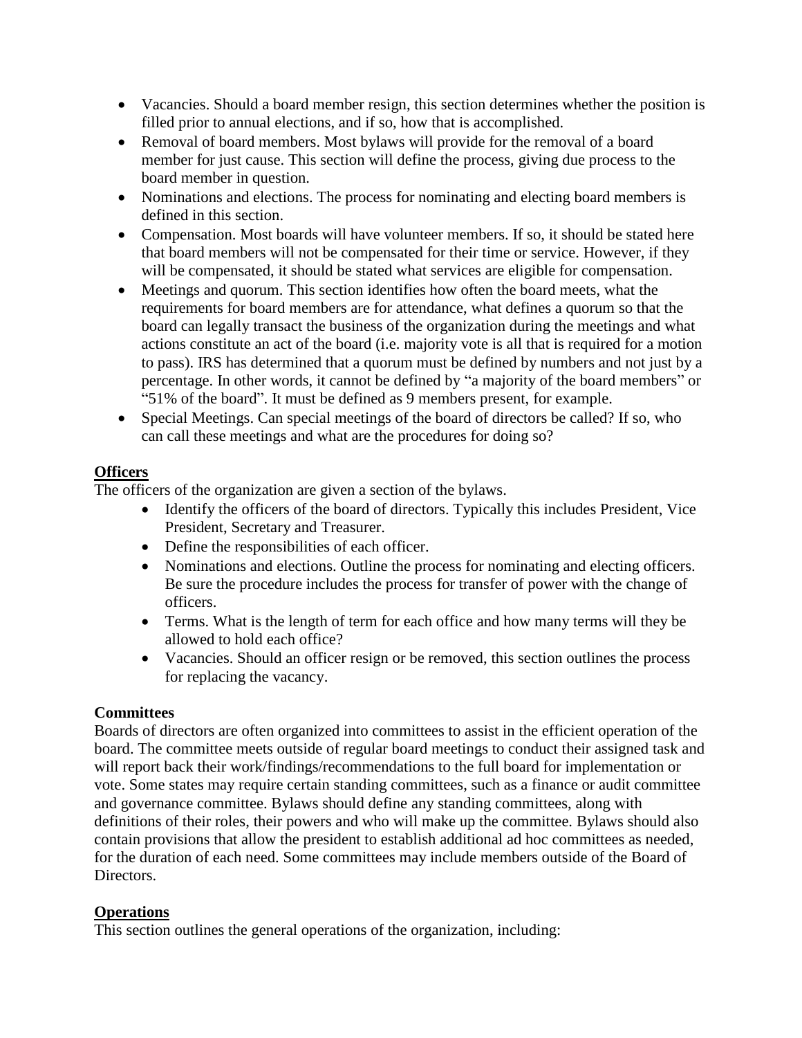- Vacancies. Should a board member resign, this section determines whether the position is filled prior to annual elections, and if so, how that is accomplished.
- Removal of board members. Most bylaws will provide for the removal of a board member for just cause. This section will define the process, giving due process to the board member in question.
- Nominations and elections. The process for nominating and electing board members is defined in this section.
- Compensation. Most boards will have volunteer members. If so, it should be stated here that board members will not be compensated for their time or service. However, if they will be compensated, it should be stated what services are eligible for compensation.
- Meetings and quorum. This section identifies how often the board meets, what the requirements for board members are for attendance, what defines a quorum so that the board can legally transact the business of the organization during the meetings and what actions constitute an act of the board (i.e. majority vote is all that is required for a motion to pass). IRS has determined that a quorum must be defined by numbers and not just by a percentage. In other words, it cannot be defined by "a majority of the board members" or "51% of the board". It must be defined as 9 members present, for example.
- Special Meetings. Can special meetings of the board of directors be called? If so, who can call these meetings and what are the procedures for doing so?

## **Officers**

The officers of the organization are given a section of the bylaws.

- Identify the officers of the board of directors. Typically this includes President, Vice President, Secretary and Treasurer.
- Define the responsibilities of each officer.
- Nominations and elections. Outline the process for nominating and electing officers. Be sure the procedure includes the process for transfer of power with the change of officers.
- Terms. What is the length of term for each office and how many terms will they be allowed to hold each office?
- Vacancies. Should an officer resign or be removed, this section outlines the process for replacing the vacancy.

## Committees

Boards of directors are often organized into committees to assist in the efficient operation of the board. The committee meets outside of regular board meetings to conduct their assigned task and will report back their work/findings/recommendations to the full board for implementation or vote. Some states may require certain standing committees, such as a finance or audit committee and governance committee. Bylaws should define any standing committees, along with definitions of their roles, their powers and who will make up the committee. Bylaws should also contain provisions that allow the president to establish additional ad hoc committees as needed, for the duration of each need. Some committees may include members outside of the Board of Directors.

## **Operations**

This section outlines the general operations of the organization, including: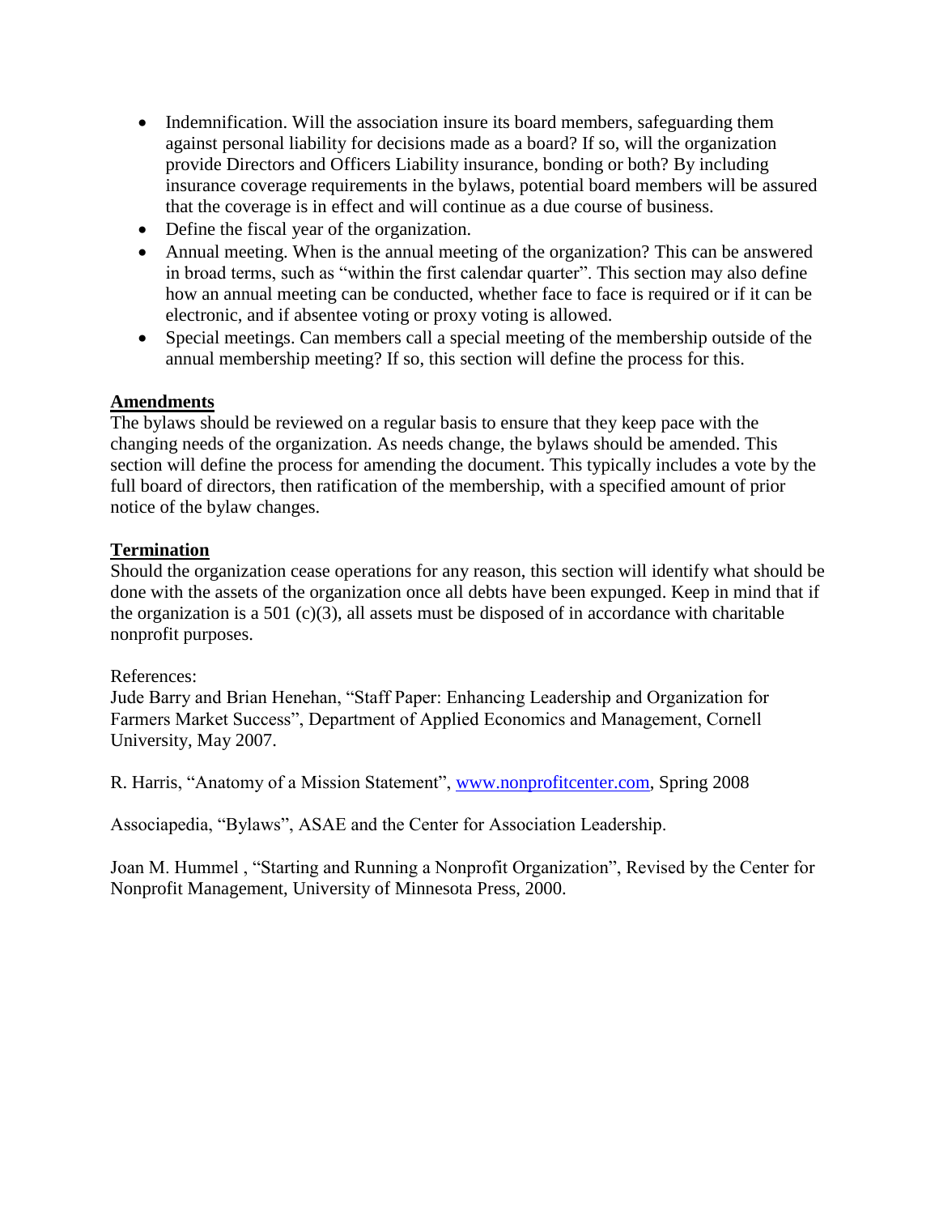- Indemnification. Will the association insure its board members, safeguarding them against personal liability for decisions made as a board? If so, will the organization provide Directors and Officers Liability insurance, bonding or both? By including insurance coverage requirements in the bylaws, potential board members will be assured that the coverage is in effect and will continue as a due course of business.
- Define the fiscal year of the organization.
- Annual meeting. When is the annual meeting of the organization? This can be answered in broad terms, such as "within the first calendar quarter". This section may also define how an annual meeting can be conducted, whether face to face is required or if it can be electronic, and if absentee voting or proxy voting is allowed.
- Special meetings. Can members call a special meeting of the membership outside of the annual membership meeting? If so, this section will define the process for this.

**Amendments**

The bylaws should be reviewed on a regular basis to ensure that they keep pace with the changing needs of the organization. As needs change, the bylaws should be amended. This section will define the process for amending the document. This typically includes a vote by the full board of directors, then ratification of the membership, with a specified amount of prior notice of the bylaw changes.

**Termination**

Should the organization cease operations for any reason, this section will identify what should be done with the assets of the organization once all debts have been expunged. Keep in mind that if the organization is a 501 (c)(3), all assets must be disposed of in accordance with charitable nonprofit purposes.

References:

Jude Barry and Brian Henehan, "Staff Paper: Enhancing Leadership and Organization for Farmers Market Success", Department of Applied Economics and Management, Cornell University, May 2007.

R. Harris, "Anatomy of a Mission Statement", www.nonprofitcenter.com, Spring 2008

Associapedia, "Bylaws", ASAE and the Center for Association Leadership.

Joan M. Hummel , "Starting and Running a Nonprofit Organization", Revised by the Center for Nonprofit Management, University of Minnesota Press, 2000.